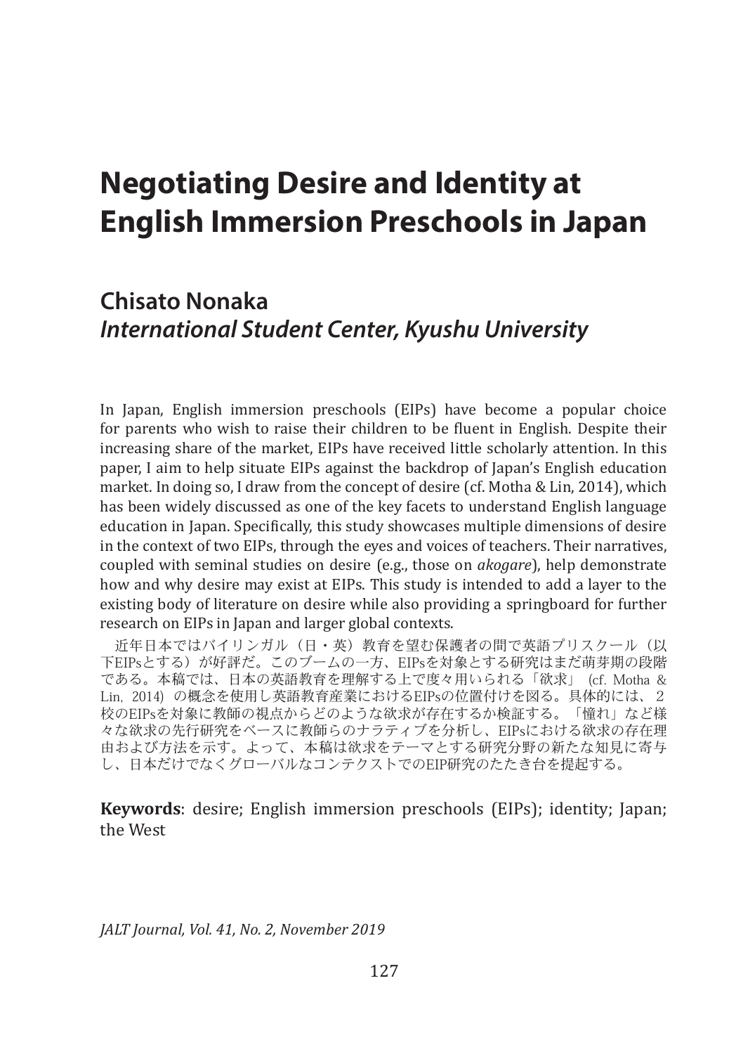# Negotiating Desire and Identity at English Immersion Preschools in Japan

## Chisato Nonaka
### *International Student Center, Kyushu University*

In Japan, English immersion preschools (EIPs) have become a popular choice for parents who wish to raise their children to be fluent in English. Despite their increasing share of the market, EIPs have received little scholarly attention. In this paper, I aim to help situate EIPs against the backdrop of Japan's English education market. In doing so, I draw from the concept of desire (cf. Motha & Lin, 2014), which has been widely discussed as one of the key facets to understand English language education in Japan. Specifically, this study showcases multiple dimensions of desire in the context of two EIPs, through the eyes and voices of teachers. Their narratives, coupled with seminal studies on desire (e.g., those on *akogare*), help demonstrate how and why desire may exist at EIPs. This study is intended to add a layer to the existing body of literature on desire while also providing a springboard for further research on EIPs in Japan and larger global contexts.

近年日本ではバイリンガル（日・英）教育を望む保護者の間で英語プリスクール（以下EIPsとする）が好評だ。このブームの一方、EIPsを対象とする研究はまだ萌芽期の段階である。本稿では、日本の英語教育を理解する上で度々用いられる「欲求」(cf. Motha & Lin, 2014) の概念を使用し英語教育産業におけるEIPsの位置付けを図る。具体的には、２校のEIPsを対象に教師の視点からどのような欲求が存在するか検証する。「憧れ」など様々な欲求の先行研究をベースに教師らのナラティブを分析し、EIPsにおける欲求の存在理由および方法を示す。よって、本稿は欲求をテーマとする研究分野の新たな知見に寄与し、日本だけでなくグローバルなコンテクストでのEIP研究のたたき台を提起する。

**Keywords**: desire; English immersion preschools (EIPs); identity; Japan; the West

*JALT Journal, Vol. 41, No. 2, November 2019*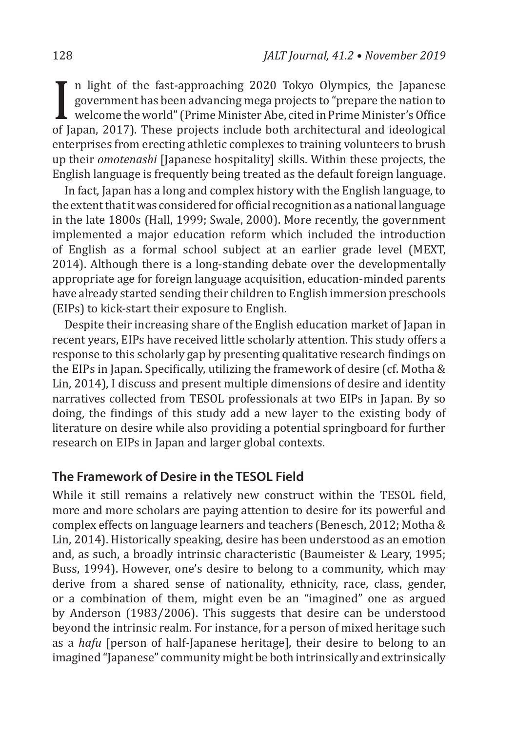In light of the fast-approaching 2020 Tokyo Olympics, the Japanese government has been advancing mega projects to "prepare the nation to welcome the world" (Prime Minister Abe, cited in Prime Minister's Office of Japan, 2017). These projects include both architectural and ideological enterprises from erecting athletic complexes to training volunteers to brush up their *omotenashi* [Japanese hospitality] skills. Within these projects, the English language is frequently being treated as the default foreign language.

In fact, Japan has a long and complex history with the English language, to the extent that it was considered for official recognition as a national language in the late 1800s (Hall, 1999; Swale, 2000). More recently, the government implemented a major education reform which included the introduction of English as a formal school subject at an earlier grade level (MEXT, 2014). Although there is a long-standing debate over the developmentally appropriate age for foreign language acquisition, education-minded parents have already started sending their children to English immersion preschools (EIPs) to kick-start their exposure to English.

Despite their increasing share of the English education market of Japan in recent years, EIPs have received little scholarly attention. This study offers a response to this scholarly gap by presenting qualitative research findings on the EIPs in Japan. Specifically, utilizing the framework of desire (cf. Motha & Lin, 2014), I discuss and present multiple dimensions of desire and identity narratives collected from TESOL professionals at two EIPs in Japan. By so doing, the findings of this study add a new layer to the existing body of literature on desire while also providing a potential springboard for further research on EIPs in Japan and larger global contexts.

## The Framework of Desire in the TESOL Field

While it still remains a relatively new construct within the TESOL field, more and more scholars are paying attention to desire for its powerful and complex effects on language learners and teachers (Benesch, 2012; Motha & Lin, 2014). Historically speaking, desire has been understood as an emotion and, as such, a broadly intrinsic characteristic (Baumeister & Leary, 1995; Buss, 1994). However, one's desire to belong to a community, which may derive from a shared sense of nationality, ethnicity, race, class, gender, or a combination of them, might even be an "imagined" one as argued by Anderson (1983/2006). This suggests that desire can be understood beyond the intrinsic realm. For instance, for a person of mixed heritage such as a *hafu* [person of half-Japanese heritage], their desire to belong to an imagined "Japanese" community might be both intrinsically and extrinsically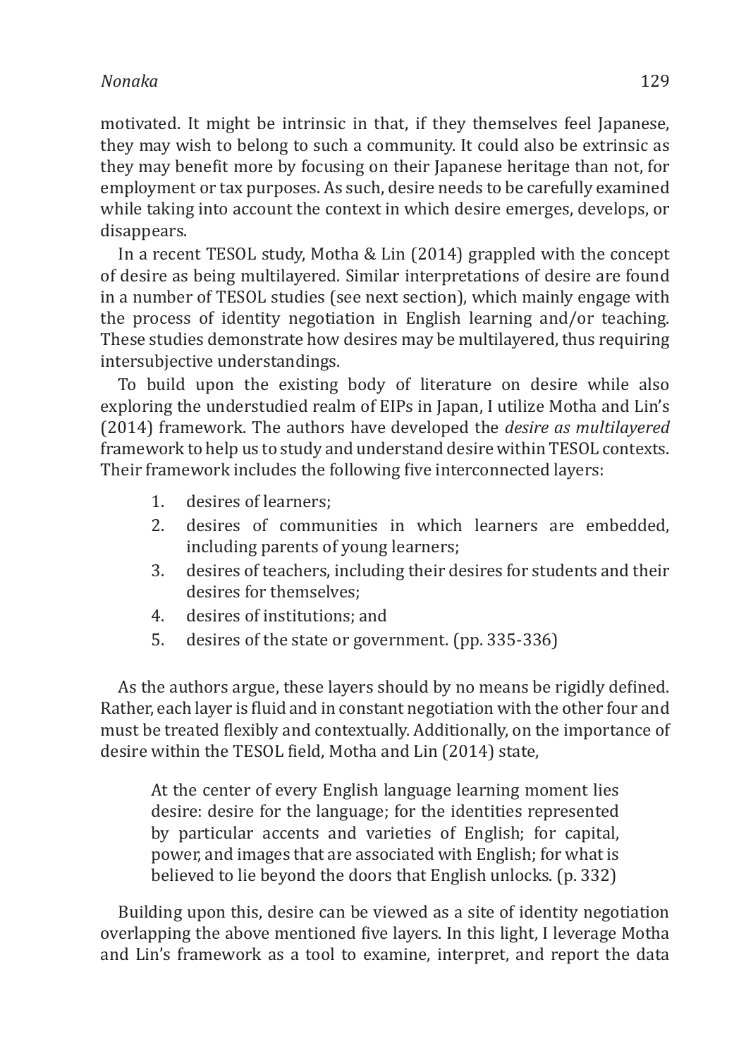motivated. It might be intrinsic in that, if they themselves feel Japanese, they may wish to belong to such a community. It could also be extrinsic as they may benefit more by focusing on their Japanese heritage than not, for employment or tax purposes. As such, desire needs to be carefully examined while taking into account the context in which desire emerges, develops, or disappears.

In a recent TESOL study, Motha & Lin (2014) grappled with the concept of desire as being multilayered. Similar interpretations of desire are found in a number of TESOL studies (see next section), which mainly engage with the process of identity negotiation in English learning and/or teaching. These studies demonstrate how desires may be multilayered, thus requiring intersubjective understandings.

To build upon the existing body of literature on desire while also exploring the understudied realm of EIPs in Japan, I utilize Motha and Lin's (2014) framework. The authors have developed the *desire as multilayered* framework to help us to study and understand desire within TESOL contexts. Their framework includes the following five interconnected layers:

1. desires of learners;
2. desires of communities in which learners are embedded, including parents of young learners;
3. desires of teachers, including their desires for students and their desires for themselves;
4. desires of institutions; and
5. desires of the state or government. (pp. 335-336)

As the authors argue, these layers should by no means be rigidly defined. Rather, each layer is fluid and in constant negotiation with the other four and must be treated flexibly and contextually. Additionally, on the importance of desire within the TESOL field, Motha and Lin (2014) state,

> At the center of every English language learning moment lies desire: desire for the language; for the identities represented by particular accents and varieties of English; for capital, power, and images that are associated with English; for what is believed to lie beyond the doors that English unlocks. (p. 332)

Building upon this, desire can be viewed as a site of identity negotiation overlapping the above mentioned five layers. In this light, I leverage Motha and Lin's framework as a tool to examine, interpret, and report the data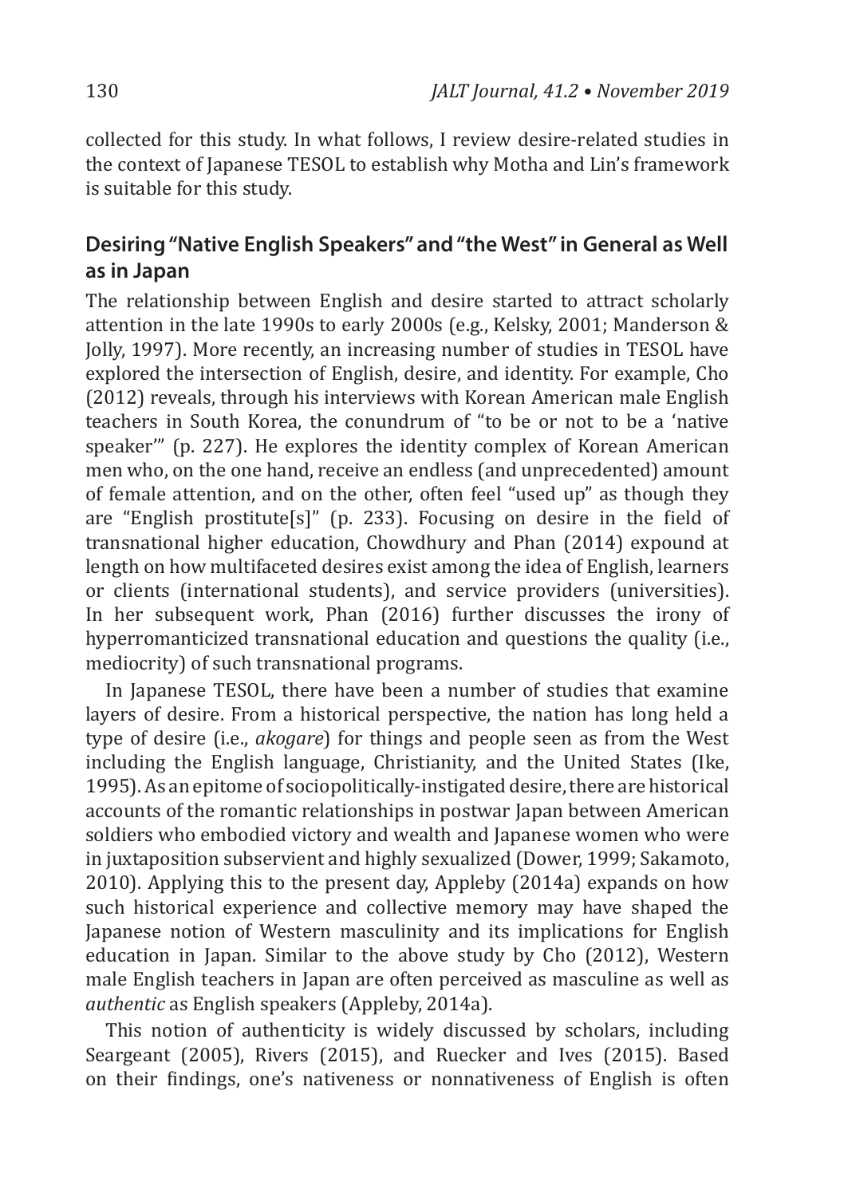collected for this study. In what follows, I review desire-related studies in the context of Japanese TESOL to establish why Motha and Lin's framework is suitable for this study.

## Desiring "Native English Speakers" and "the West" in General as Well as in Japan

The relationship between English and desire started to attract scholarly attention in the late 1990s to early 2000s (e.g., Kelsky, 2001; Manderson & Jolly, 1997). More recently, an increasing number of studies in TESOL have explored the intersection of English, desire, and identity. For example, Cho (2012) reveals, through his interviews with Korean American male English teachers in South Korea, the conundrum of "to be or not to be a 'native speaker'" (p. 227). He explores the identity complex of Korean American men who, on the one hand, receive an endless (and unprecedented) amount of female attention, and on the other, often feel "used up" as though they are "English prostitute[s]" (p. 233). Focusing on desire in the field of transnational higher education, Chowdhury and Phan (2014) expound at length on how multifaceted desires exist among the idea of English, learners or clients (international students), and service providers (universities). In her subsequent work, Phan (2016) further discusses the irony of hyperromanticized transnational education and questions the quality (i.e., mediocrity) of such transnational programs.

In Japanese TESOL, there have been a number of studies that examine layers of desire. From a historical perspective, the nation has long held a type of desire (i.e., *akogare*) for things and people seen as from the West including the English language, Christianity, and the United States (Ike, 1995). As an epitome of sociopolitically-instigated desire, there are historical accounts of the romantic relationships in postwar Japan between American soldiers who embodied victory and wealth and Japanese women who were in juxtaposition subservient and highly sexualized (Dower, 1999; Sakamoto, 2010). Applying this to the present day, Appleby (2014a) expands on how such historical experience and collective memory may have shaped the Japanese notion of Western masculinity and its implications for English education in Japan. Similar to the above study by Cho (2012), Western male English teachers in Japan are often perceived as masculine as well as *authentic* as English speakers (Appleby, 2014a).

This notion of authenticity is widely discussed by scholars, including Seargeant (2005), Rivers (2015), and Ruecker and Ives (2015). Based on their findings, one's nativeness or nonnativeness of English is often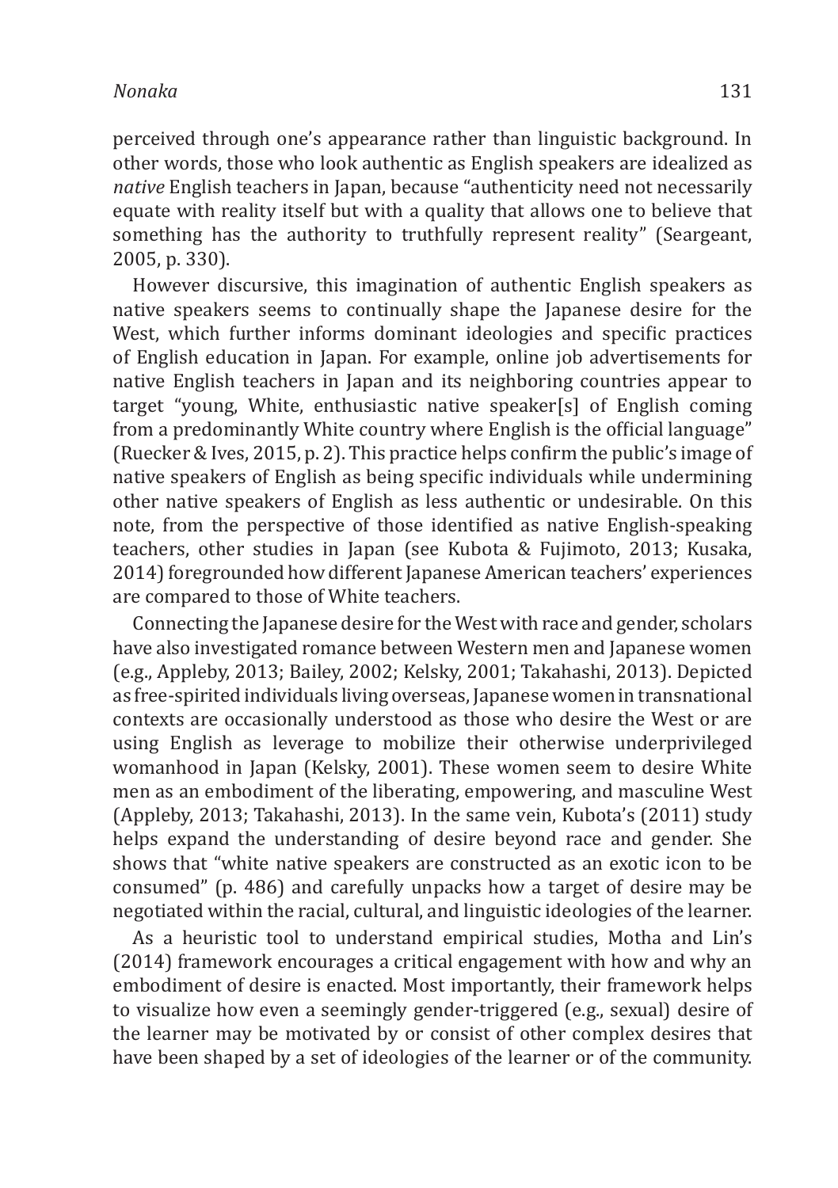perceived through one's appearance rather than linguistic background. In other words, those who look authentic as English speakers are idealized as *native* English teachers in Japan, because "authenticity need not necessarily equate with reality itself but with a quality that allows one to believe that something has the authority to truthfully represent reality" (Seargeant, 2005, p. 330).

However discursive, this imagination of authentic English speakers as native speakers seems to continually shape the Japanese desire for the West, which further informs dominant ideologies and specific practices of English education in Japan. For example, online job advertisements for native English teachers in Japan and its neighboring countries appear to target "young, White, enthusiastic native speaker[s] of English coming from a predominantly White country where English is the official language" (Ruecker & Ives, 2015, p. 2). This practice helps confirm the public's image of native speakers of English as being specific individuals while undermining other native speakers of English as less authentic or undesirable. On this note, from the perspective of those identified as native English-speaking teachers, other studies in Japan (see Kubota & Fujimoto, 2013; Kusaka, 2014) foregrounded how different Japanese American teachers' experiences are compared to those of White teachers.

Connecting the Japanese desire for the West with race and gender, scholars have also investigated romance between Western men and Japanese women (e.g., Appleby, 2013; Bailey, 2002; Kelsky, 2001; Takahashi, 2013). Depicted as free-spirited individuals living overseas, Japanese women in transnational contexts are occasionally understood as those who desire the West or are using English as leverage to mobilize their otherwise underprivileged womanhood in Japan (Kelsky, 2001). These women seem to desire White men as an embodiment of the liberating, empowering, and masculine West (Appleby, 2013; Takahashi, 2013). In the same vein, Kubota's (2011) study helps expand the understanding of desire beyond race and gender. She shows that "white native speakers are constructed as an exotic icon to be consumed" (p. 486) and carefully unpacks how a target of desire may be negotiated within the racial, cultural, and linguistic ideologies of the learner.

As a heuristic tool to understand empirical studies, Motha and Lin's (2014) framework encourages a critical engagement with how and why an embodiment of desire is enacted. Most importantly, their framework helps to visualize how even a seemingly gender-triggered (e.g., sexual) desire of the learner may be motivated by or consist of other complex desires that have been shaped by a set of ideologies of the learner or of the community.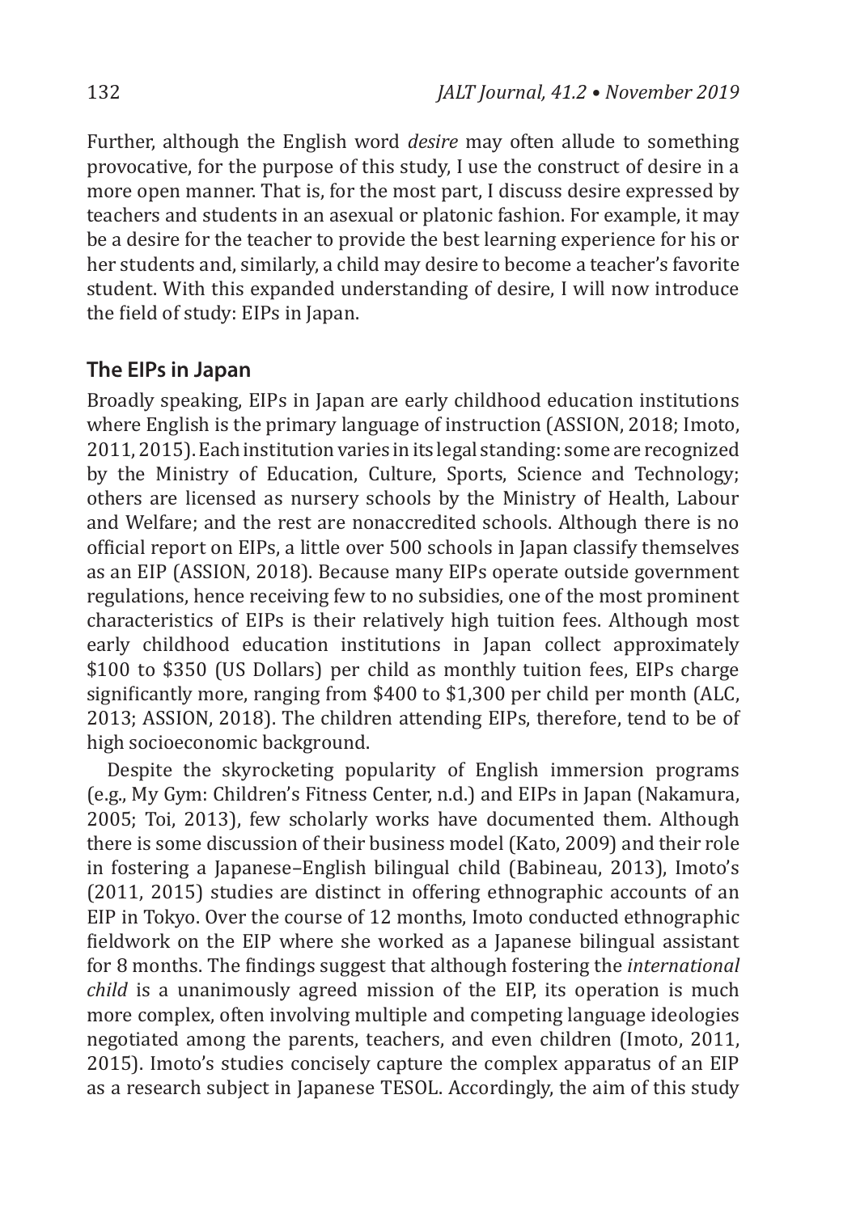Further, although the English word *desire* may often allude to something provocative, for the purpose of this study, I use the construct of desire in a more open manner. That is, for the most part, I discuss desire expressed by teachers and students in an asexual or platonic fashion. For example, it may be a desire for the teacher to provide the best learning experience for his or her students and, similarly, a child may desire to become a teacher's favorite student. With this expanded understanding of desire, I will now introduce the field of study: EIPs in Japan.

## The EIPs in Japan

Broadly speaking, EIPs in Japan are early childhood education institutions where English is the primary language of instruction (ASSION, 2018; Imoto, 2011, 2015). Each institution varies in its legal standing: some are recognized by the Ministry of Education, Culture, Sports, Science and Technology; others are licensed as nursery schools by the Ministry of Health, Labour and Welfare; and the rest are nonaccredited schools. Although there is no official report on EIPs, a little over 500 schools in Japan classify themselves as an EIP (ASSION, 2018). Because many EIPs operate outside government regulations, hence receiving few to no subsidies, one of the most prominent characteristics of EIPs is their relatively high tuition fees. Although most early childhood education institutions in Japan collect approximately $100 to $350 (US Dollars) per child as monthly tuition fees, EIPs charge significantly more, ranging from $400 to $1,300 per child per month (ALC, 2013; ASSION, 2018). The children attending EIPs, therefore, tend to be of high socioeconomic background.

Despite the skyrocketing popularity of English immersion programs (e.g., My Gym: Children's Fitness Center, n.d.) and EIPs in Japan (Nakamura, 2005; Toi, 2013), few scholarly works have documented them. Although there is some discussion of their business model (Kato, 2009) and their role in fostering a Japanese–English bilingual child (Babineau, 2013), Imoto's (2011, 2015) studies are distinct in offering ethnographic accounts of an EIP in Tokyo. Over the course of 12 months, Imoto conducted ethnographic fieldwork on the EIP where she worked as a Japanese bilingual assistant for 8 months. The findings suggest that although fostering the *international child* is a unanimously agreed mission of the EIP, its operation is much more complex, often involving multiple and competing language ideologies negotiated among the parents, teachers, and even children (Imoto, 2011, 2015). Imoto's studies concisely capture the complex apparatus of an EIP as a research subject in Japanese TESOL. Accordingly, the aim of this study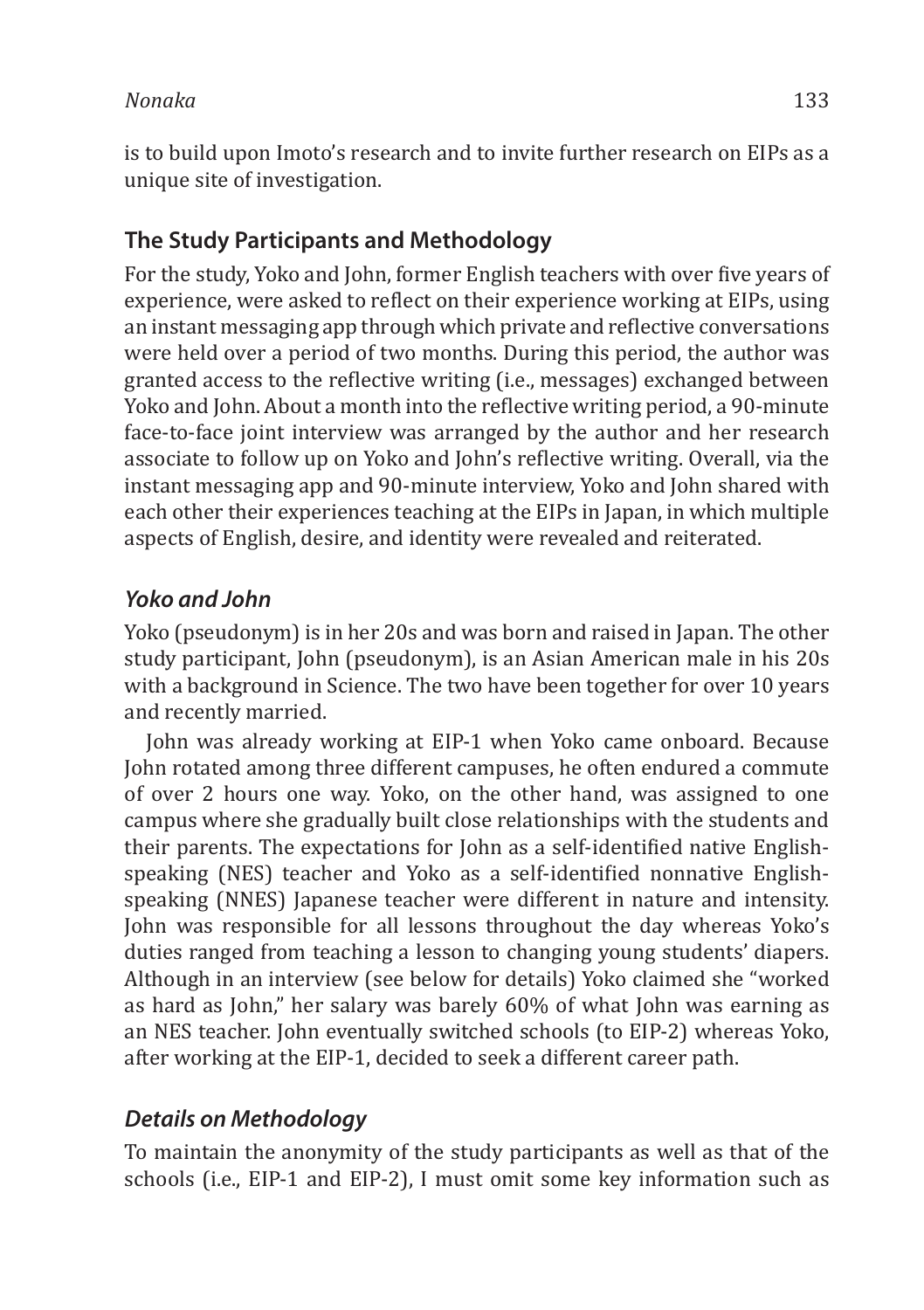is to build upon Imoto's research and to invite further research on EIPs as a unique site of investigation.

## The Study Participants and Methodology

For the study, Yoko and John, former English teachers with over five years of experience, were asked to reflect on their experience working at EIPs, using an instant messaging app through which private and reflective conversations were held over a period of two months. During this period, the author was granted access to the reflective writing (i.e., messages) exchanged between Yoko and John. About a month into the reflective writing period, a 90-minute face-to-face joint interview was arranged by the author and her research associate to follow up on Yoko and John's reflective writing. Overall, via the instant messaging app and 90-minute interview, Yoko and John shared with each other their experiences teaching at the EIPs in Japan, in which multiple aspects of English, desire, and identity were revealed and reiterated.

### *Yoko and John*

Yoko (pseudonym) is in her 20s and was born and raised in Japan. The other study participant, John (pseudonym), is an Asian American male in his 20s with a background in Science. The two have been together for over 10 years and recently married.

John was already working at EIP-1 when Yoko came onboard. Because John rotated among three different campuses, he often endured a commute of over 2 hours one way. Yoko, on the other hand, was assigned to one campus where she gradually built close relationships with the students and their parents. The expectations for John as a self-identified native English-speaking (NES) teacher and Yoko as a self-identified nonnative English-speaking (NNES) Japanese teacher were different in nature and intensity. John was responsible for all lessons throughout the day whereas Yoko's duties ranged from teaching a lesson to changing young students' diapers. Although in an interview (see below for details) Yoko claimed she "worked as hard as John," her salary was barely 60% of what John was earning as an NES teacher. John eventually switched schools (to EIP-2) whereas Yoko, after working at the EIP-1, decided to seek a different career path.

### *Details on Methodology*

To maintain the anonymity of the study participants as well as that of the schools (i.e., EIP-1 and EIP-2), I must omit some key information such as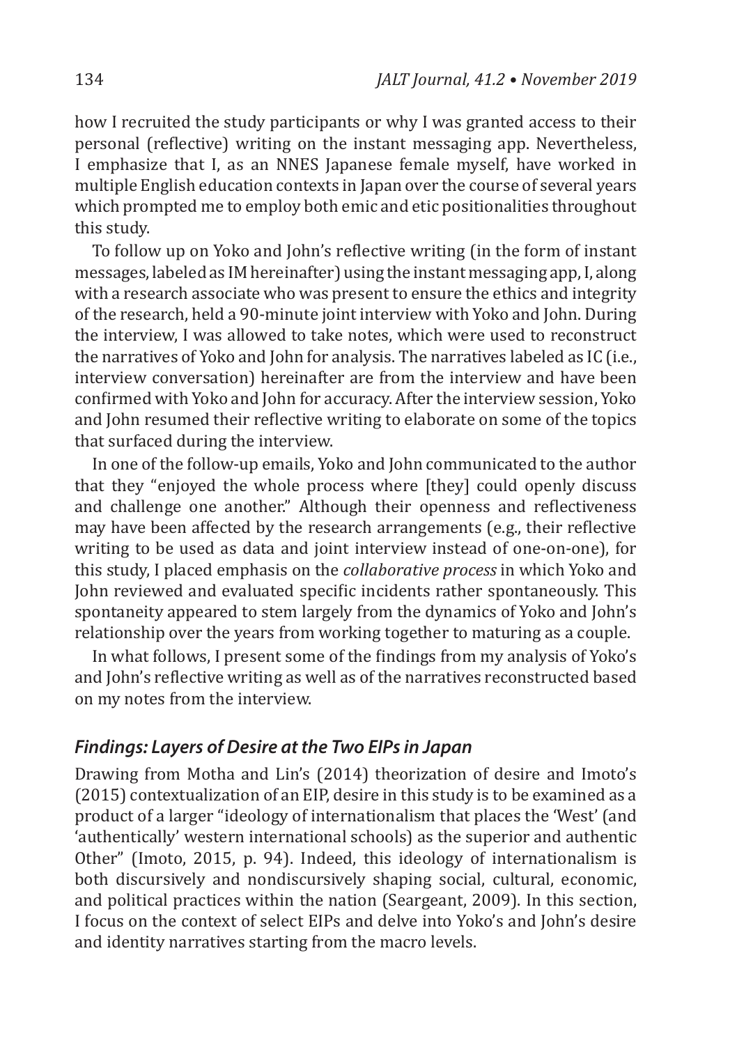how I recruited the study participants or why I was granted access to their personal (reflective) writing on the instant messaging app. Nevertheless, I emphasize that I, as an NNES Japanese female myself, have worked in multiple English education contexts in Japan over the course of several years which prompted me to employ both emic and etic positionalities throughout this study.

To follow up on Yoko and John's reflective writing (in the form of instant messages, labeled as IM hereinafter) using the instant messaging app, I, along with a research associate who was present to ensure the ethics and integrity of the research, held a 90-minute joint interview with Yoko and John. During the interview, I was allowed to take notes, which were used to reconstruct the narratives of Yoko and John for analysis. The narratives labeled as IC (i.e., interview conversation) hereinafter are from the interview and have been confirmed with Yoko and John for accuracy. After the interview session, Yoko and John resumed their reflective writing to elaborate on some of the topics that surfaced during the interview.

In one of the follow-up emails, Yoko and John communicated to the author that they "enjoyed the whole process where [they] could openly discuss and challenge one another." Although their openness and reflectiveness may have been affected by the research arrangements (e.g., their reflective writing to be used as data and joint interview instead of one-on-one), for this study, I placed emphasis on the *collaborative process* in which Yoko and John reviewed and evaluated specific incidents rather spontaneously. This spontaneity appeared to stem largely from the dynamics of Yoko and John's relationship over the years from working together to maturing as a couple.

In what follows, I present some of the findings from my analysis of Yoko's and John's reflective writing as well as of the narratives reconstructed based on my notes from the interview.

### *Findings: Layers of Desire at the Two EIPs in Japan*

Drawing from Motha and Lin's (2014) theorization of desire and Imoto's (2015) contextualization of an EIP, desire in this study is to be examined as a product of a larger "ideology of internationalism that places the 'West' (and 'authentically' western international schools) as the superior and authentic Other" (Imoto, 2015, p. 94). Indeed, this ideology of internationalism is both discursively and nondiscursively shaping social, cultural, economic, and political practices within the nation (Seargeant, 2009). In this section, I focus on the context of select EIPs and delve into Yoko's and John's desire and identity narratives starting from the macro levels.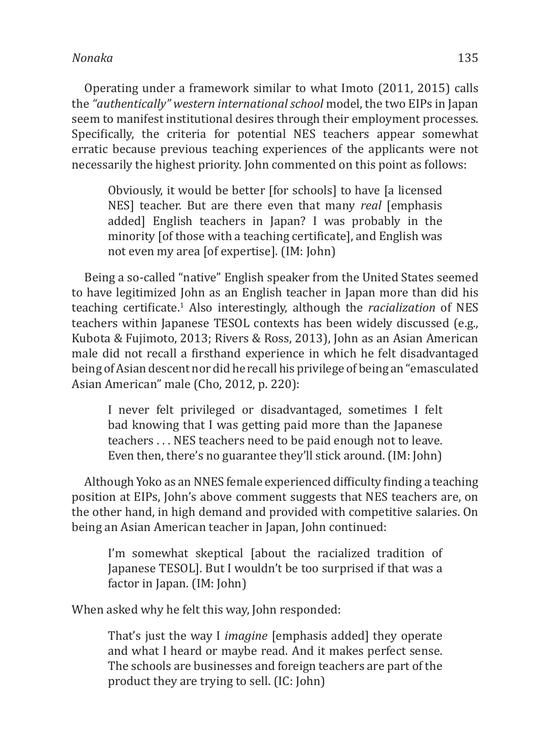Operating under a framework similar to what Imoto (2011, 2015) calls the *"authentically" western international school* model, the two EIPs in Japan seem to manifest institutional desires through their employment processes. Specifically, the criteria for potential NES teachers appear somewhat erratic because previous teaching experiences of the applicants were not necessarily the highest priority. John commented on this point as follows:

> Obviously, it would be better [for schools] to have [a licensed NES] teacher. But are there even that many *real* [emphasis added] English teachers in Japan? I was probably in the minority [of those with a teaching certificate], and English was not even my area [of expertise]. (IM: John)

Being a so-called "native" English speaker from the United States seemed to have legitimized John as an English teacher in Japan more than did his teaching certificate.[1] Also interestingly, although the *racialization* of NES teachers within Japanese TESOL contexts has been widely discussed (e.g., Kubota & Fujimoto, 2013; Rivers & Ross, 2013), John as an Asian American male did not recall a firsthand experience in which he felt disadvantaged being of Asian descent nor did he recall his privilege of being an "emasculated Asian American" male (Cho, 2012, p. 220):

> I never felt privileged or disadvantaged, sometimes I felt bad knowing that I was getting paid more than the Japanese teachers . . . NES teachers need to be paid enough not to leave. Even then, there's no guarantee they'll stick around. (IM: John)

Although Yoko as an NNES female experienced difficulty finding a teaching position at EIPs, John's above comment suggests that NES teachers are, on the other hand, in high demand and provided with competitive salaries. On being an Asian American teacher in Japan, John continued:

> I'm somewhat skeptical [about the racialized tradition of Japanese TESOL]. But I wouldn't be too surprised if that was a factor in Japan. (IM: John)

When asked why he felt this way, John responded:

> That's just the way I *imagine* [emphasis added] they operate and what I heard or maybe read. And it makes perfect sense. The schools are businesses and foreign teachers are part of the product they are trying to sell. (IC: John)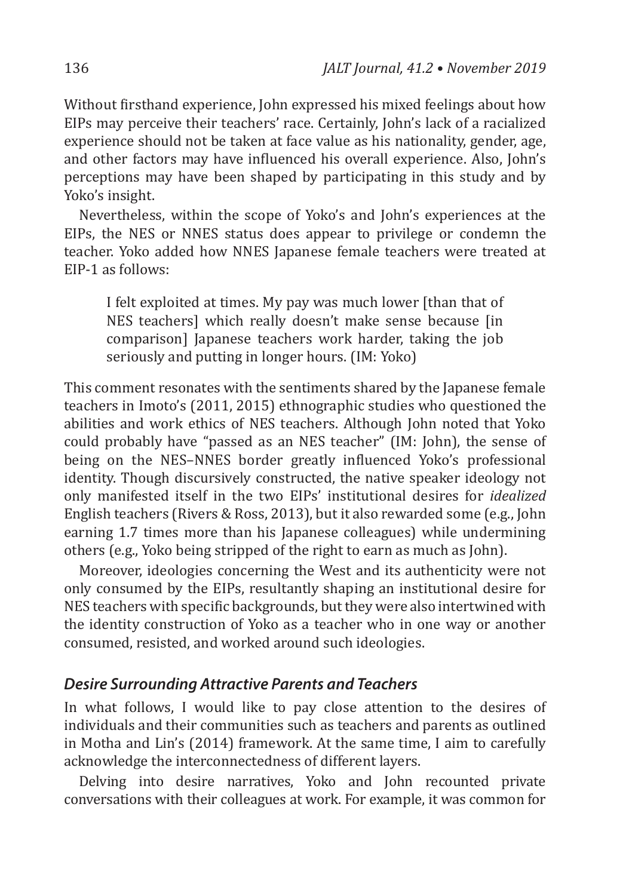Without firsthand experience, John expressed his mixed feelings about how EIPs may perceive their teachers' race. Certainly, John's lack of a racialized experience should not be taken at face value as his nationality, gender, age, and other factors may have influenced his overall experience. Also, John's perceptions may have been shaped by participating in this study and by Yoko's insight.

Nevertheless, within the scope of Yoko's and John's experiences at the EIPs, the NES or NNES status does appear to privilege or condemn the teacher. Yoko added how NNES Japanese female teachers were treated at EIP-1 as follows:

> I felt exploited at times. My pay was much lower [than that of NES teachers] which really doesn't make sense because [in comparison] Japanese teachers work harder, taking the job seriously and putting in longer hours. (IM: Yoko)

This comment resonates with the sentiments shared by the Japanese female teachers in Imoto's (2011, 2015) ethnographic studies who questioned the abilities and work ethics of NES teachers. Although John noted that Yoko could probably have "passed as an NES teacher" (IM: John), the sense of being on the NES–NNES border greatly influenced Yoko's professional identity. Though discursively constructed, the native speaker ideology not only manifested itself in the two EIPs' institutional desires for *idealized* English teachers (Rivers & Ross, 2013), but it also rewarded some (e.g., John earning 1.7 times more than his Japanese colleagues) while undermining others (e.g., Yoko being stripped of the right to earn as much as John).

Moreover, ideologies concerning the West and its authenticity were not only consumed by the EIPs, resultantly shaping an institutional desire for NES teachers with specific backgrounds, but they were also intertwined with the identity construction of Yoko as a teacher who in one way or another consumed, resisted, and worked around such ideologies.

### *Desire Surrounding Attractive Parents and Teachers*

In what follows, I would like to pay close attention to the desires of individuals and their communities such as teachers and parents as outlined in Motha and Lin's (2014) framework. At the same time, I aim to carefully acknowledge the interconnectedness of different layers.

Delving into desire narratives, Yoko and John recounted private conversations with their colleagues at work. For example, it was common for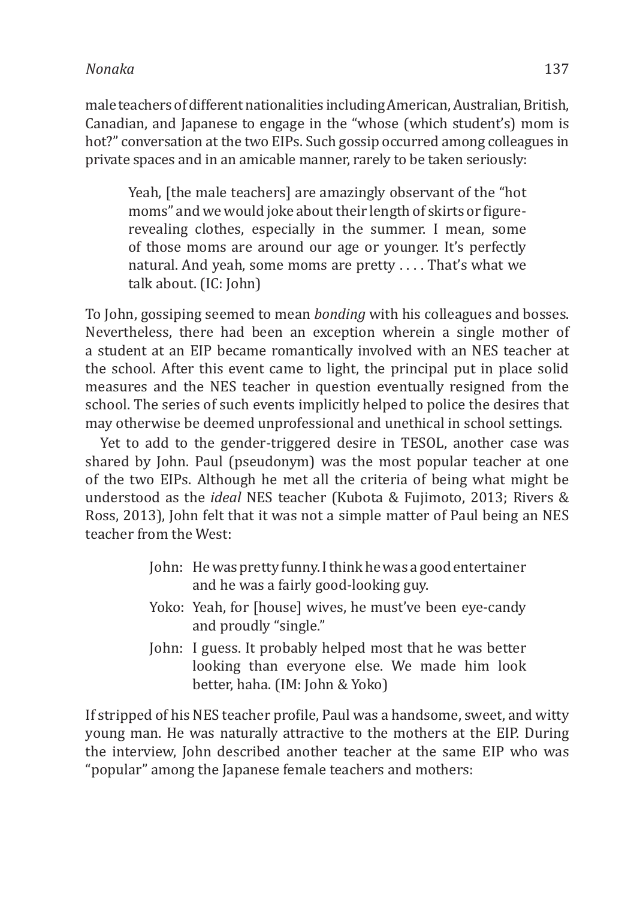male teachers of different nationalities including American, Australian, British, Canadian, and Japanese to engage in the "whose (which student's) mom is hot?" conversation at the two EIPs. Such gossip occurred among colleagues in private spaces and in an amicable manner, rarely to be taken seriously:

> Yeah, [the male teachers] are amazingly observant of the "hot moms" and we would joke about their length of skirts or figure-revealing clothes, especially in the summer. I mean, some of those moms are around our age or younger. It's perfectly natural. And yeah, some moms are pretty . . . . That's what we talk about. (IC: John)

To John, gossiping seemed to mean *bonding* with his colleagues and bosses. Nevertheless, there had been an exception wherein a single mother of a student at an EIP became romantically involved with an NES teacher at the school. After this event came to light, the principal put in place solid measures and the NES teacher in question eventually resigned from the school. The series of such events implicitly helped to police the desires that may otherwise be deemed unprofessional and unethical in school settings.

Yet to add to the gender-triggered desire in TESOL, another case was shared by John. Paul (pseudonym) was the most popular teacher at one of the two EIPs. Although he met all the criteria of being what might be understood as the *ideal* NES teacher (Kubota & Fujimoto, 2013; Rivers & Ross, 2013), John felt that it was not a simple matter of Paul being an NES teacher from the West:

> John: He was pretty funny. I think he was a good entertainer and he was a fairly good-looking guy.
>
> Yoko: Yeah, for [house] wives, he must've been eye-candy and proudly "single."
>
> John: I guess. It probably helped most that he was better looking than everyone else. We made him look better, haha. (IM: John & Yoko)

If stripped of his NES teacher profile, Paul was a handsome, sweet, and witty young man. He was naturally attractive to the mothers at the EIP. During the interview, John described another teacher at the same EIP who was "popular" among the Japanese female teachers and mothers: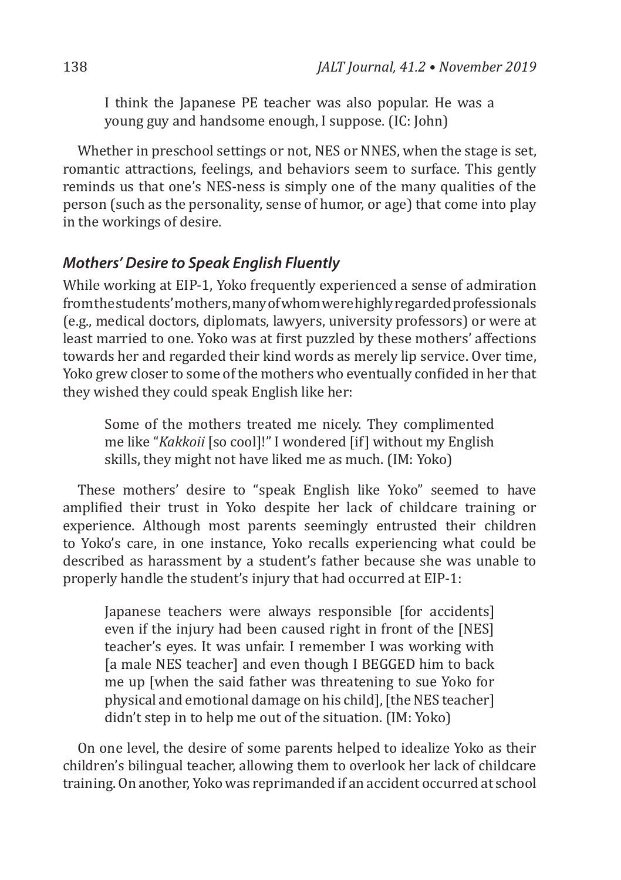> I think the Japanese PE teacher was also popular. He was a young guy and handsome enough, I suppose. (IC: John)

Whether in preschool settings or not, NES or NNES, when the stage is set, romantic attractions, feelings, and behaviors seem to surface. This gently reminds us that one's NES-ness is simply one of the many qualities of the person (such as the personality, sense of humor, or age) that come into play in the workings of desire.

### *Mothers' Desire to Speak English Fluently*

While working at EIP-1, Yoko frequently experienced a sense of admiration from the students' mothers, many of whom were highly regarded professionals (e.g., medical doctors, diplomats, lawyers, university professors) or were at least married to one. Yoko was at first puzzled by these mothers' affections towards her and regarded their kind words as merely lip service. Over time, Yoko grew closer to some of the mothers who eventually confided in her that they wished they could speak English like her:

> Some of the mothers treated me nicely. They complimented me like "*Kakkoii* [so cool]!" I wondered [if] without my English skills, they might not have liked me as much. (IM: Yoko)

These mothers' desire to "speak English like Yoko" seemed to have amplified their trust in Yoko despite her lack of childcare training or experience. Although most parents seemingly entrusted their children to Yoko's care, in one instance, Yoko recalls experiencing what could be described as harassment by a student's father because she was unable to properly handle the student's injury that had occurred at EIP-1:

> Japanese teachers were always responsible [for accidents] even if the injury had been caused right in front of the [NES] teacher's eyes. It was unfair. I remember I was working with [a male NES teacher] and even though I BEGGED him to back me up [when the said father was threatening to sue Yoko for physical and emotional damage on his child], [the NES teacher] didn't step in to help me out of the situation. (IM: Yoko)

On one level, the desire of some parents helped to idealize Yoko as their children's bilingual teacher, allowing them to overlook her lack of childcare training. On another, Yoko was reprimanded if an accident occurred at school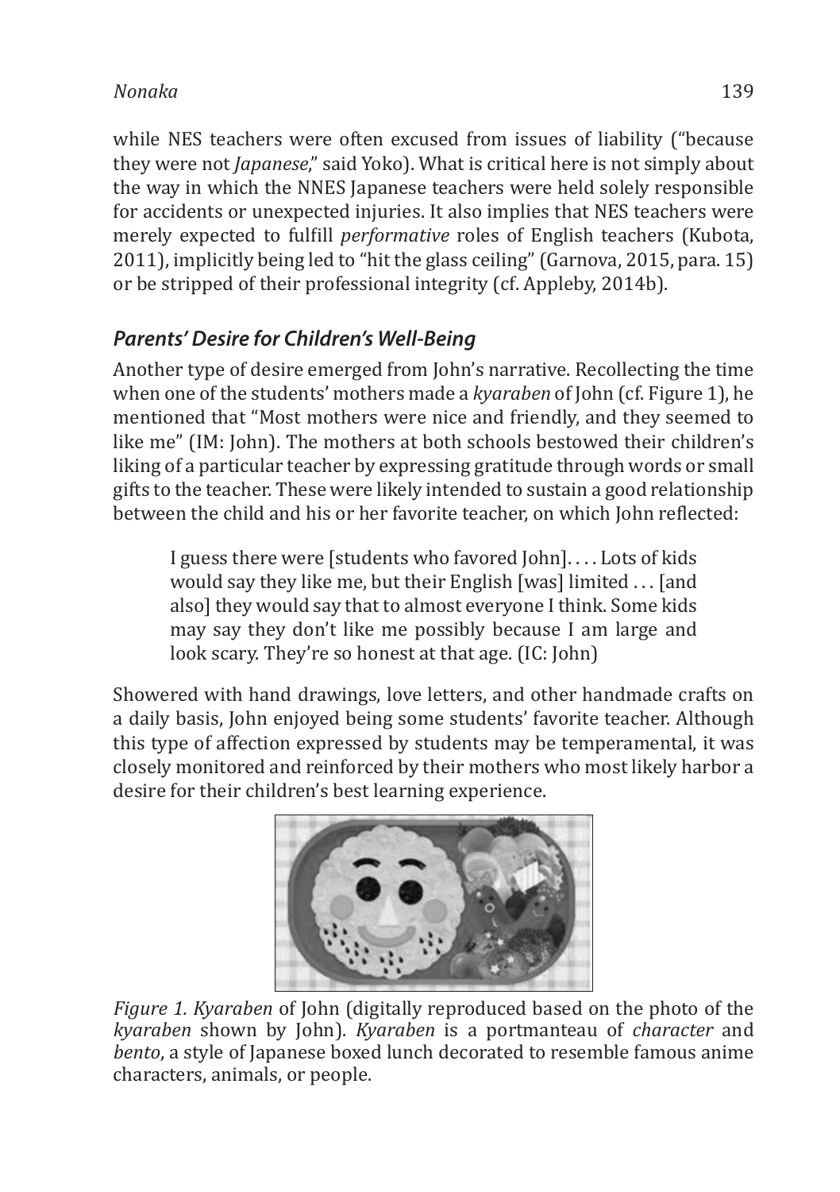while NES teachers were often excused from issues of liability ("because they were not *Japanese*," said Yoko). What is critical here is not simply about the way in which the NNES Japanese teachers were held solely responsible for accidents or unexpected injuries. It also implies that NES teachers were merely expected to fulfill *performative* roles of English teachers (Kubota, 2011), implicitly being led to "hit the glass ceiling" (Garnova, 2015, para. 15) or be stripped of their professional integrity (cf. Appleby, 2014b).

### *Parents' Desire for Children's Well-Being*

Another type of desire emerged from John's narrative. Recollecting the time when one of the students' mothers made a *kyaraben* of John (cf. Figure 1), he mentioned that "Most mothers were nice and friendly, and they seemed to like me" (IM: John). The mothers at both schools bestowed their children's liking of a particular teacher by expressing gratitude through words or small gifts to the teacher. These were likely intended to sustain a good relationship between the child and his or her favorite teacher, on which John reflected:

> I guess there were [students who favored John]. . . . Lots of kids would say they like me, but their English [was] limited . . . [and also] they would say that to almost everyone I think. Some kids may say they don't like me possibly because I am large and look scary. They're so honest at that age. (IC: John)

Showered with hand drawings, love letters, and other handmade crafts on a daily basis, John enjoyed being some students' favorite teacher. Although this type of affection expressed by students may be temperamental, it was closely monitored and reinforced by their mothers who most likely harbor a desire for their children's best learning experience.

*Figure 1. Kyaraben* of John (digitally reproduced based on the photo of the *kyaraben* shown by John). *Kyaraben* is a portmanteau of *character* and *bento*, a style of Japanese boxed lunch decorated to resemble famous anime characters, animals, or people.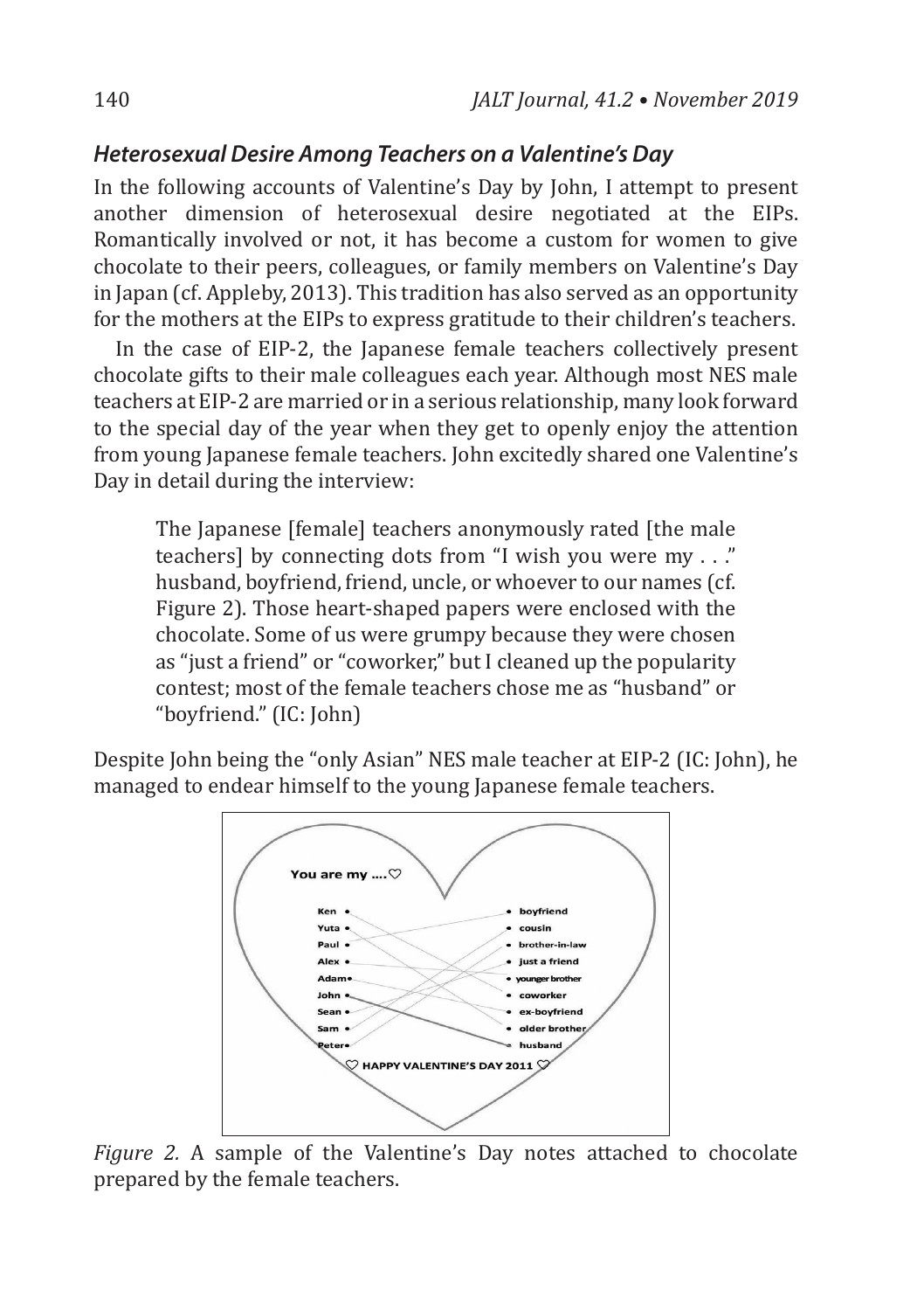### *Heterosexual Desire Among Teachers on a Valentine's Day*

In the following accounts of Valentine's Day by John, I attempt to present another dimension of heterosexual desire negotiated at the EIPs. Romantically involved or not, it has become a custom for women to give chocolate to their peers, colleagues, or family members on Valentine's Day in Japan (cf. Appleby, 2013). This tradition has also served as an opportunity for the mothers at the EIPs to express gratitude to their children's teachers.

In the case of EIP-2, the Japanese female teachers collectively present chocolate gifts to their male colleagues each year. Although most NES male teachers at EIP-2 are married or in a serious relationship, many look forward to the special day of the year when they get to openly enjoy the attention from young Japanese female teachers. John excitedly shared one Valentine's Day in detail during the interview:

> The Japanese [female] teachers anonymously rated [the male teachers] by connecting dots from "I wish you were my . . ." husband, boyfriend, friend, uncle, or whoever to our names (cf. Figure 2). Those heart-shaped papers were enclosed with the chocolate. Some of us were grumpy because they were chosen as "just a friend" or "coworker," but I cleaned up the popularity contest; most of the female teachers chose me as "husband" or "boyfriend." (IC: John)

Despite John being the "only Asian" NES male teacher at EIP-2 (IC: John), he managed to endear himself to the young Japanese female teachers.

You are my ....♡

Ken, Yuta, Paul, Alex, Adam, John, Sean, Sam, Peter

boyfriend, cousin, brother-in-law, just a friend, younger brother, coworker, ex-boyfriend, older brother, husband

♡ HAPPY VALENTINE'S DAY 2011 ♡

*Figure 2.* A sample of the Valentine's Day notes attached to chocolate prepared by the female teachers.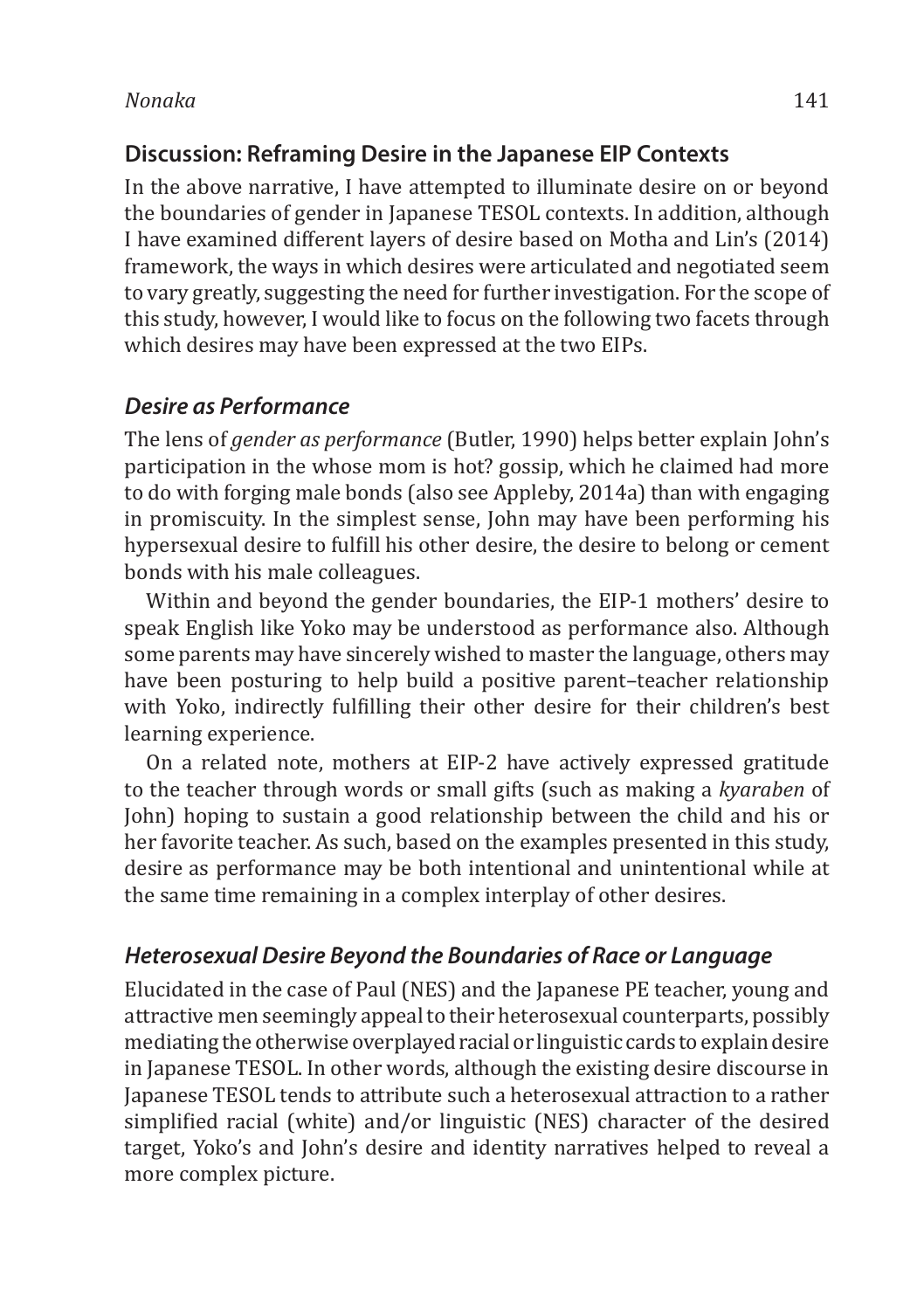## Discussion: Reframing Desire in the Japanese EIP Contexts

In the above narrative, I have attempted to illuminate desire on or beyond the boundaries of gender in Japanese TESOL contexts. In addition, although I have examined different layers of desire based on Motha and Lin's (2014) framework, the ways in which desires were articulated and negotiated seem to vary greatly, suggesting the need for further investigation. For the scope of this study, however, I would like to focus on the following two facets through which desires may have been expressed at the two EIPs.

### *Desire as Performance*

The lens of *gender as performance* (Butler, 1990) helps better explain John's participation in the whose mom is hot? gossip, which he claimed had more to do with forging male bonds (also see Appleby, 2014a) than with engaging in promiscuity. In the simplest sense, John may have been performing his hypersexual desire to fulfill his other desire, the desire to belong or cement bonds with his male colleagues.

Within and beyond the gender boundaries, the EIP-1 mothers' desire to speak English like Yoko may be understood as performance also. Although some parents may have sincerely wished to master the language, others may have been posturing to help build a positive parent–teacher relationship with Yoko, indirectly fulfilling their other desire for their children's best learning experience.

On a related note, mothers at EIP-2 have actively expressed gratitude to the teacher through words or small gifts (such as making a *kyaraben* of John) hoping to sustain a good relationship between the child and his or her favorite teacher. As such, based on the examples presented in this study, desire as performance may be both intentional and unintentional while at the same time remaining in a complex interplay of other desires.

### *Heterosexual Desire Beyond the Boundaries of Race or Language*

Elucidated in the case of Paul (NES) and the Japanese PE teacher, young and attractive men seemingly appeal to their heterosexual counterparts, possibly mediating the otherwise overplayed racial or linguistic cards to explain desire in Japanese TESOL. In other words, although the existing desire discourse in Japanese TESOL tends to attribute such a heterosexual attraction to a rather simplified racial (white) and/or linguistic (NES) character of the desired target, Yoko's and John's desire and identity narratives helped to reveal a more complex picture.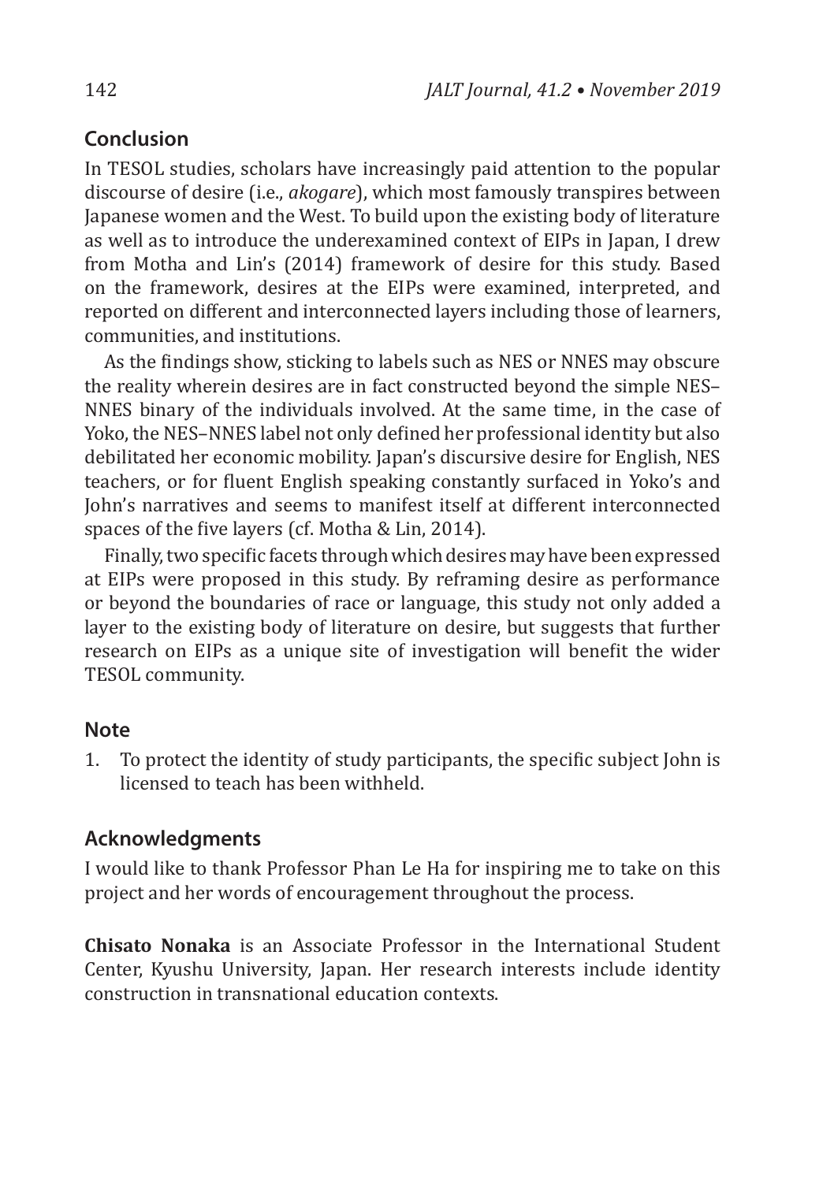## Conclusion

In TESOL studies, scholars have increasingly paid attention to the popular discourse of desire (i.e., *akogare*), which most famously transpires between Japanese women and the West. To build upon the existing body of literature as well as to introduce the underexamined context of EIPs in Japan, I drew from Motha and Lin's (2014) framework of desire for this study. Based on the framework, desires at the EIPs were examined, interpreted, and reported on different and interconnected layers including those of learners, communities, and institutions.

As the findings show, sticking to labels such as NES or NNES may obscure the reality wherein desires are in fact constructed beyond the simple NES–NNES binary of the individuals involved. At the same time, in the case of Yoko, the NES–NNES label not only defined her professional identity but also debilitated her economic mobility. Japan's discursive desire for English, NES teachers, or for fluent English speaking constantly surfaced in Yoko's and John's narratives and seems to manifest itself at different interconnected spaces of the five layers (cf. Motha & Lin, 2014).

Finally, two specific facets through which desires may have been expressed at EIPs were proposed in this study. By reframing desire as performance or beyond the boundaries of race or language, this study not only added a layer to the existing body of literature on desire, but suggests that further research on EIPs as a unique site of investigation will benefit the wider TESOL community.

## Note

1. To protect the identity of study participants, the specific subject John is licensed to teach has been withheld.

## Acknowledgments

I would like to thank Professor Phan Le Ha for inspiring me to take on this project and her words of encouragement throughout the process.

**Chisato Nonaka** is an Associate Professor in the International Student Center, Kyushu University, Japan. Her research interests include identity construction in transnational education contexts.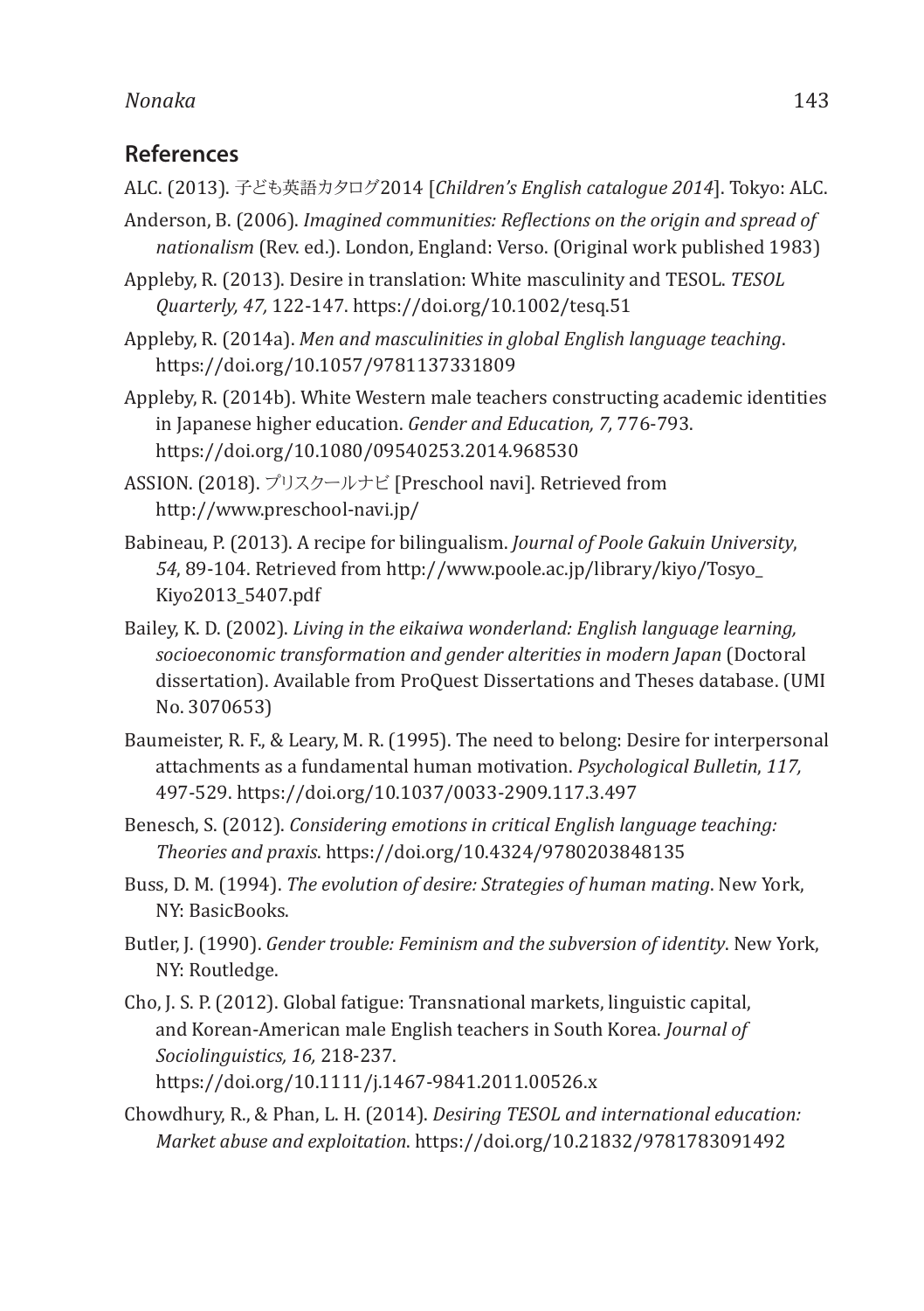## References

ALC. (2013). 子ども英語カタログ2014 [*Children's English catalogue 2014*]. Tokyo: ALC.

Anderson, B. (2006). *Imagined communities: Reflections on the origin and spread of nationalism* (Rev. ed.). London, England: Verso. (Original work published 1983)

Appleby, R. (2013). Desire in translation: White masculinity and TESOL. *TESOL Quarterly, 47,* 122-147. https://doi.org/10.1002/tesq.51

Appleby, R. (2014a). *Men and masculinities in global English language teaching*. https://doi.org/10.1057/9781137331809

Appleby, R. (2014b). White Western male teachers constructing academic identities in Japanese higher education. *Gender and Education, 7,* 776-793. https://doi.org/10.1080/09540253.2014.968530

ASSION. (2018). プリスクールナビ [Preschool navi]. Retrieved from http://www.preschool-navi.jp/

Babineau, P. (2013). A recipe for bilingualism. *Journal of Poole Gakuin University*, *54*, 89-104. Retrieved from http://www.poole.ac.jp/library/kiyo/Tosyo_Kiyo2013_5407.pdf

Bailey, K. D. (2002). *Living in the eikaiwa wonderland: English language learning, socioeconomic transformation and gender alterities in modern Japan* (Doctoral dissertation). Available from ProQuest Dissertations and Theses database. (UMI No. 3070653)

Baumeister, R. F., & Leary, M. R. (1995). The need to belong: Desire for interpersonal attachments as a fundamental human motivation. *Psychological Bulletin, 117,* 497-529. https://doi.org/10.1037/0033-2909.117.3.497

Benesch, S. (2012). *Considering emotions in critical English language teaching: Theories and praxis*. https://doi.org/10.4324/9780203848135

Buss, D. M. (1994). *The evolution of desire: Strategies of human mating*. New York, NY: BasicBooks.

Butler, J. (1990). *Gender trouble: Feminism and the subversion of identity*. New York, NY: Routledge.

Cho, J. S. P. (2012). Global fatigue: Transnational markets, linguistic capital, and Korean-American male English teachers in South Korea. *Journal of Sociolinguistics, 16,* 218-237. https://doi.org/10.1111/j.1467-9841.2011.00526.x

Chowdhury, R., & Phan, L. H. (2014). *Desiring TESOL and international education: Market abuse and exploitation*. https://doi.org/10.21832/9781783091492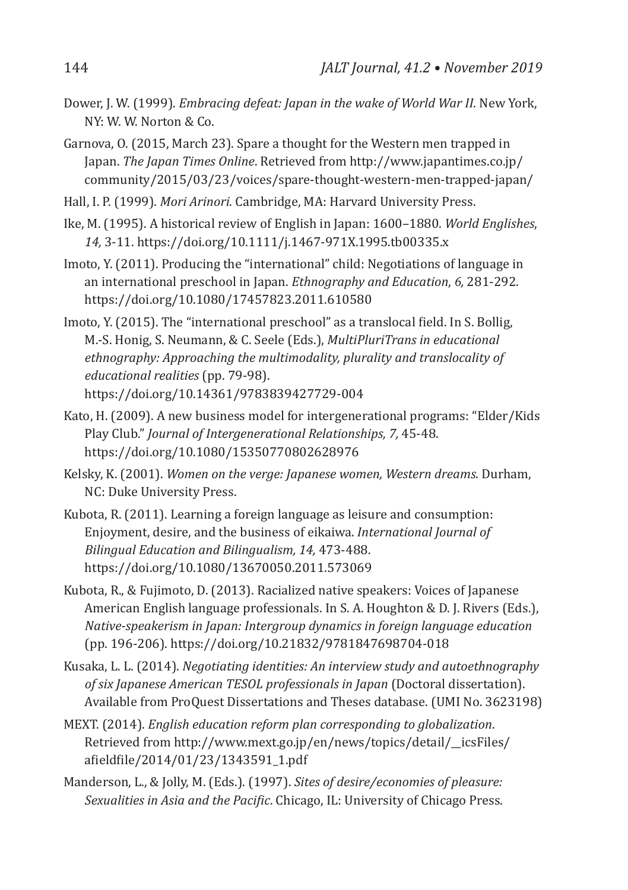Dower, J. W. (1999). *Embracing defeat: Japan in the wake of World War II*. New York, NY: W. W. Norton & Co.

Garnova, O. (2015, March 23). Spare a thought for the Western men trapped in Japan. *The Japan Times Online*. Retrieved from http://www.japantimes.co.jp/community/2015/03/23/voices/spare-thought-western-men-trapped-japan/

Hall, I. P. (1999). *Mori Arinori*. Cambridge, MA: Harvard University Press.

Ike, M. (1995). A historical review of English in Japan: 1600–1880. *World Englishes*, *14,* 3-11. https://doi.org/10.1111/j.1467-971X.1995.tb00335.x

Imoto, Y. (2011). Producing the "international" child: Negotiations of language in an international preschool in Japan. *Ethnography and Education*, *6,* 281-292. https://doi.org/10.1080/17457823.2011.610580

Imoto, Y. (2015). The "international preschool" as a translocal field. In S. Bollig, M.-S. Honig, S. Neumann, & C. Seele (Eds.), *MultiPluriTrans in educational ethnography: Approaching the multimodality, plurality and translocality of educational realities* (pp. 79-98). https://doi.org/10.14361/9783839427729-004

Kato, H. (2009). A new business model for intergenerational programs: "Elder/Kids Play Club." *Journal of Intergenerational Relationships, 7,* 45-48. https://doi.org/10.1080/15350770802628976

Kelsky, K. (2001). *Women on the verge: Japanese women, Western dreams*. Durham, NC: Duke University Press.

Kubota, R. (2011). Learning a foreign language as leisure and consumption: Enjoyment, desire, and the business of eikaiwa. *International Journal of Bilingual Education and Bilingualism, 14,* 473-488. https://doi.org/10.1080/13670050.2011.573069

Kubota, R., & Fujimoto, D. (2013). Racialized native speakers: Voices of Japanese American English language professionals. In S. A. Houghton & D. J. Rivers (Eds.), *Native-speakerism in Japan: Intergroup dynamics in foreign language education* (pp. 196-206). https://doi.org/10.21832/9781847698704-018

Kusaka, L. L. (2014). *Negotiating identities: An interview study and autoethnography of six Japanese American TESOL professionals in Japan* (Doctoral dissertation). Available from ProQuest Dissertations and Theses database. (UMI No. 3623198)

MEXT. (2014). *English education reform plan corresponding to globalization*. Retrieved from http://www.mext.go.jp/en/news/topics/detail/__icsFiles/afieldfile/2014/01/23/1343591_1.pdf

Manderson, L., & Jolly, M. (Eds.). (1997). *Sites of desire/economies of pleasure: Sexualities in Asia and the Pacific*. Chicago, IL: University of Chicago Press.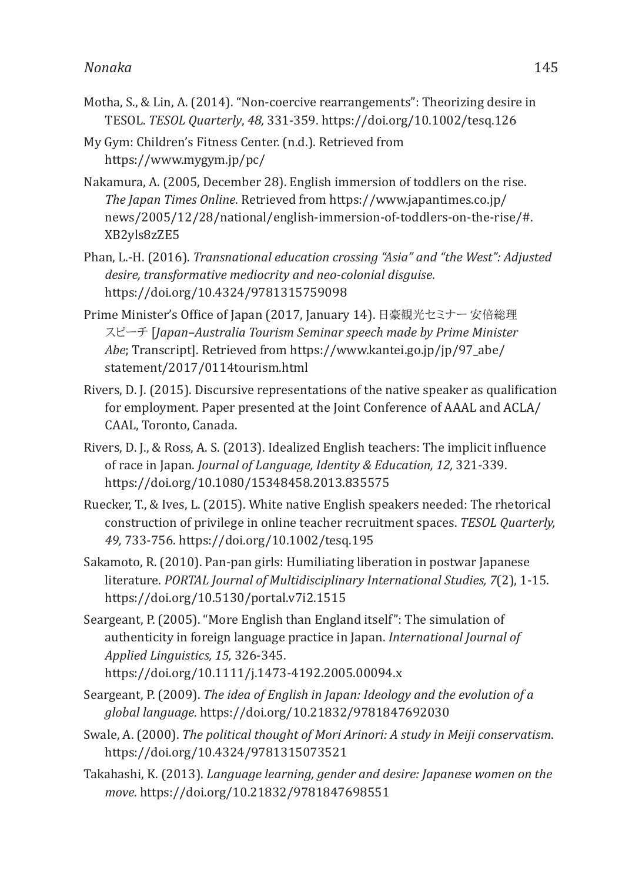Motha, S., & Lin, A. (2014). "Non-coercive rearrangements": Theorizing desire in TESOL. *TESOL Quarterly*, *48,* 331-359. https://doi.org/10.1002/tesq.126

My Gym: Children's Fitness Center. (n.d.). Retrieved from https://www.mygym.jp/pc/

Nakamura, A. (2005, December 28). English immersion of toddlers on the rise. *The Japan Times Online*. Retrieved from https://www.japantimes.co.jp/news/2005/12/28/national/english-immersion-of-toddlers-on-the-rise/#.XB2yls8zZE5

Phan, L.-H. (2016). *Transnational education crossing "Asia" and "the West": Adjusted desire, transformative mediocrity and neo-colonial disguise*. https://doi.org/10.4324/9781315759098

Prime Minister's Office of Japan (2017, January 14). 日豪観光セミナー 安倍総理スピーチ [*Japan–Australia Tourism Seminar speech made by Prime Minister Abe*; Transcript]. Retrieved from https://www.kantei.go.jp/jp/97_abe/statement/2017/0114tourism.html

Rivers, D. J. (2015). Discursive representations of the native speaker as qualification for employment. Paper presented at the Joint Conference of AAAL and ACLA/CAAL, Toronto, Canada.

Rivers, D. J., & Ross, A. S. (2013). Idealized English teachers: The implicit influence of race in Japan. *Journal of Language, Identity & Education, 12,* 321-339. https://doi.org/10.1080/15348458.2013.835575

Ruecker, T., & Ives, L. (2015). White native English speakers needed: The rhetorical construction of privilege in online teacher recruitment spaces. *TESOL Quarterly, 49,* 733-756. https://doi.org/10.1002/tesq.195

Sakamoto, R. (2010). Pan-pan girls: Humiliating liberation in postwar Japanese literature. *PORTAL Journal of Multidisciplinary International Studies, 7*(2), 1-15. https://doi.org/10.5130/portal.v7i2.1515

Seargeant, P. (2005). "More English than England itself": The simulation of authenticity in foreign language practice in Japan. *International Journal of Applied Linguistics, 15,* 326-345. https://doi.org/10.1111/j.1473-4192.2005.00094.x

Seargeant, P. (2009). *The idea of English in Japan: Ideology and the evolution of a global language*. https://doi.org/10.21832/9781847692030

Swale, A. (2000). *The political thought of Mori Arinori: A study in Meiji conservatism*. https://doi.org/10.4324/9781315073521

Takahashi, K. (2013). *Language learning, gender and desire: Japanese women on the move*. https://doi.org/10.21832/9781847698551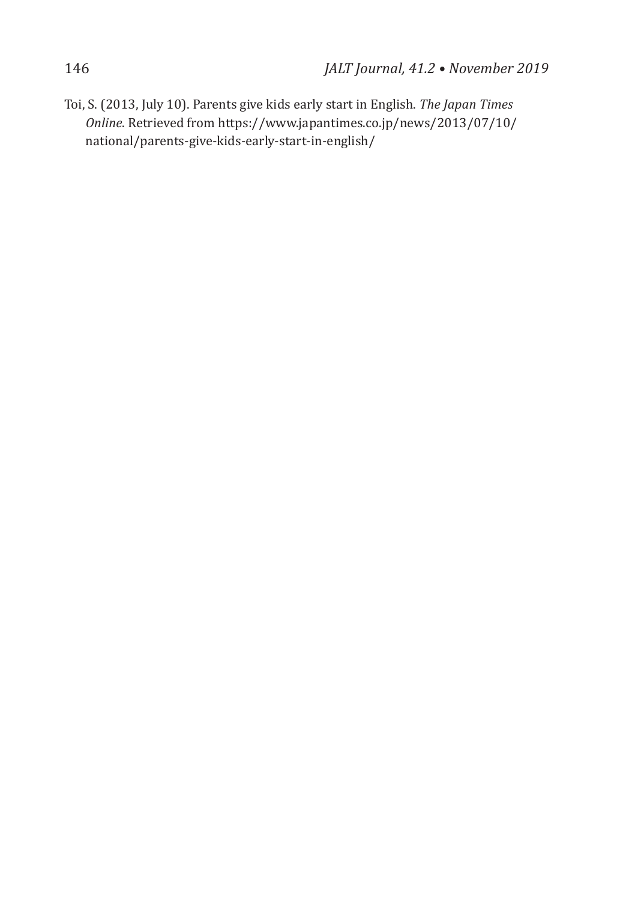Toi, S. (2013, July 10). Parents give kids early start in English. *The Japan Times Online*. Retrieved from https://www.japantimes.co.jp/news/2013/07/10/national/parents-give-kids-early-start-in-english/